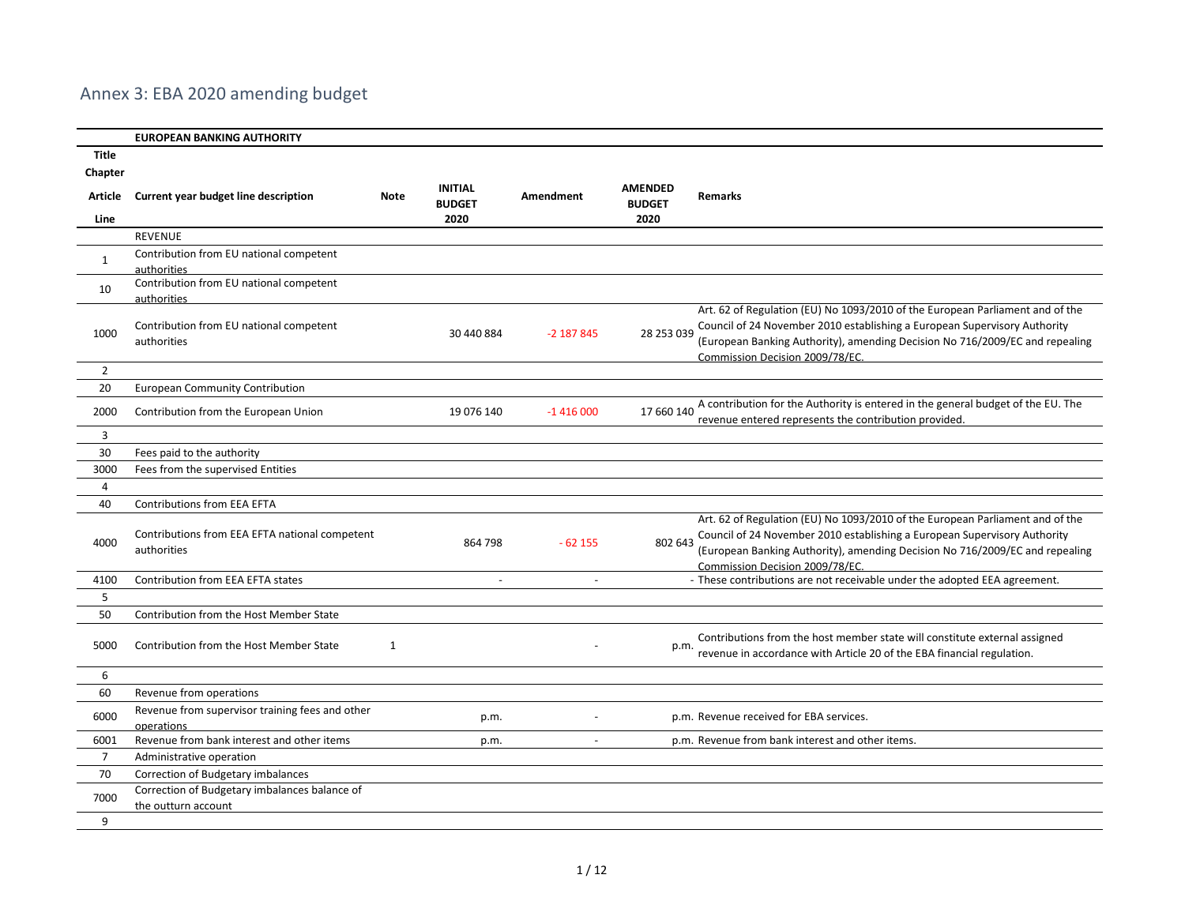# Annex 3: EBA 2020 amending budget

| Title / Chapter / Article / Line | EUROPEAN BANKING AUTHORITY<br>Current year budget line description | Note | INITIAL BUDGET 2020 | Amendment | AMENDED BUDGET 2020 | Remarks |
|---|---|---|---|---|---|---|
| | REVENUE | | | | | |
| 1 | Contribution from EU national competent authorities | | | | | |
| 10 | Contribution from EU national competent authorities | | | | | |
| 1000 | Contribution from EU national competent authorities | | 30 440 884 | -2 187 845 | 28 253 039 | Art. 62 of Regulation (EU) No 1093/2010 of the European Parliament and of the Council of 24 November 2010 establishing a European Supervisory Authority (European Banking Authority), amending Decision No 716/2009/EC and repealing Commission Decision 2009/78/EC. |
| 2 | | | | | | |
| 20 | European Community Contribution | | | | | |
| 2000 | Contribution from the European Union | | 19 076 140 | -1 416 000 | 17 660 140 | A contribution for the Authority is entered in the general budget of the EU. The revenue entered represents the contribution provided. |
| 3 | | | | | | |
| 30 | Fees paid to the authority | | | | | |
| 3000 | Fees from the supervised Entities | | | | | |
| 4 | | | | | | |
| 40 | Contributions from EEA EFTA | | | | | |
| 4000 | Contributions from EEA EFTA national competent authorities | | 864 798 | - 62 155 | 802 643 | Art. 62 of Regulation (EU) No 1093/2010 of the European Parliament and of the Council of 24 November 2010 establishing a European Supervisory Authority (European Banking Authority), amending Decision No 716/2009/EC and repealing Commission Decision 2009/78/EC. |
| 4100 | Contribution from EEA EFTA states | | - | - | - | These contributions are not receivable under the adopted EEA agreement. |
| 5 | | | | | | |
| 50 | Contribution from the Host Member State | | | | | |
| 5000 | Contribution from the Host Member State | 1 | | - | p.m. | Contributions from the host member state will constitute external assigned revenue in accordance with Article 20 of the EBA financial regulation. |
| 6 | | | | | | |
| 60 | Revenue from operations | | | | | |
| 6000 | Revenue from supervisor training fees and other operations | | p.m. | - | p.m. | Revenue received for EBA services. |
| 6001 | Revenue from bank interest and other items | | p.m. | - | p.m. | Revenue from bank interest and other items. |
| 7 | Administrative operation | | | | | |
| 70 | Correction of Budgetary imbalances | | | | | |
| 7000 | Correction of Budgetary imbalances balance of the outturn account | | | | | |
| 9 | | | | | | |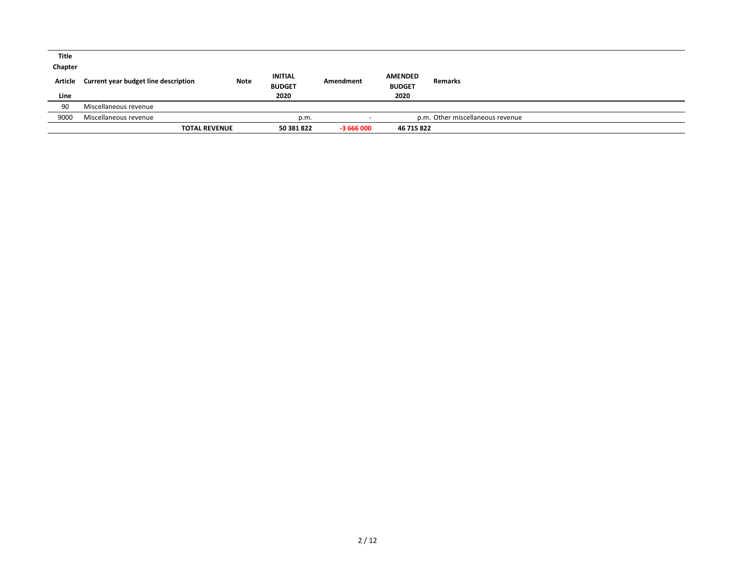| Title<br>Chapter<br>Article<br>Line | Current year budget line description | Note | INITIAL BUDGET 2020 | Amendment | AMENDED BUDGET 2020 | Remarks |
|---|---|---|---|---|---|---|
| 90 | Miscellaneous revenue | | | | | |
| 9000 | Miscellaneous revenue | | p.m. | - | p.m. | Other miscellaneous revenue |
| | **TOTAL REVENUE** | | **50 381 822** | **-3 666 000** | **46 715 822** | |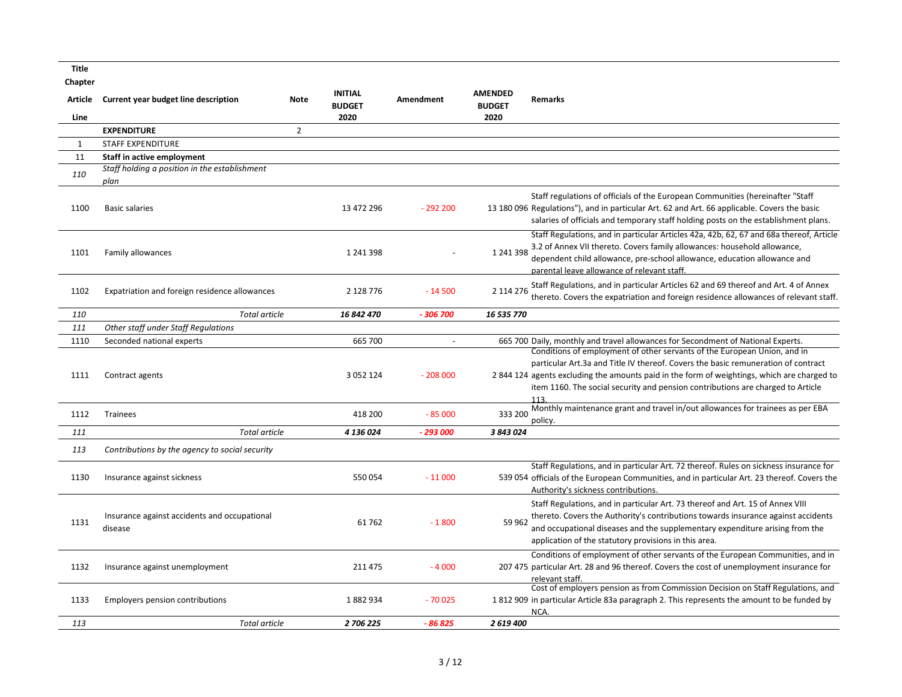| Title<br>Chapter<br>Article<br>Line | Current year budget line description | Note | INITIAL BUDGET 2020 | Amendment | AMENDED BUDGET 2020 | Remarks |
|---|---|---|---|---|---|---|
| | **EXPENDITURE** | 2 | | | | |
| 1 | STAFF EXPENDITURE | | | | | |
| 11 | **Staff in active employment** | | | | | |
| *110* | *Staff holding a position in the establishment plan* | | | | | |
| 1100 | Basic salaries | | 13 472 296 | - 292 200 | 13 180 096 | Staff regulations of officials of the European Communities (hereinafter "Staff Regulations"), and in particular Art. 62 and Art. 66 applicable. Covers the basic salaries of officials and temporary staff holding posts on the establishment plans. |
| 1101 | Family allowances | | 1 241 398 | - | 1 241 398 | Staff Regulations, and in particular Articles 42a, 42b, 62, 67 and 68a thereof, Article 3.2 of Annex VII thereto. Covers family allowances: household allowance, dependent child allowance, pre-school allowance, education allowance and parental leave allowance of relevant staff. |
| 1102 | Expatriation and foreign residence allowances | | 2 128 776 | - 14 500 | 2 114 276 | Staff Regulations, and in particular Articles 62 and 69 thereof and Art. 4 of Annex thereto. Covers the expatriation and foreign residence allowances of relevant staff. |
| *110* | *Total article* | | ***16 842 470*** | ***- 306 700*** | ***16 535 770*** | |
| *111* | *Other staff under Staff Regulations* | | | | | |
| 1110 | Seconded national experts | | 665 700 | - | 665 700 | Daily, monthly and travel allowances for Secondment of National Experts. |
| 1111 | Contract agents | | 3 052 124 | - 208 000 | 2 844 124 | Conditions of employment of other servants of the European Union, and in particular Art.3a and Title IV thereof. Covers the basic remuneration of contract agents excluding the amounts paid in the form of weightings, which are charged to item 1160. The social security and pension contributions are charged to Article 113. |
| 1112 | Trainees | | 418 200 | - 85 000 | 333 200 | Monthly maintenance grant and travel in/out allowances for trainees as per EBA policy. |
| *111* | *Total article* | | ***4 136 024*** | ***- 293 000*** | ***3 843 024*** | |
| *113* | *Contributions by the agency to social security* | | | | | |
| 1130 | Insurance against sickness | | 550 054 | - 11 000 | 539 054 | Staff Regulations, and in particular Art. 72 thereof. Rules on sickness insurance for officials of the European Communities, and in particular Art. 23 thereof. Covers the Authority's sickness contributions. |
| 1131 | Insurance against accidents and occupational disease | | 61 762 | - 1 800 | 59 962 | Staff Regulations, and in particular Art. 73 thereof and Art. 15 of Annex VIII thereto. Covers the Authority's contributions towards insurance against accidents and occupational diseases and the supplementary expenditure arising from the application of the statutory provisions in this area. |
| 1132 | Insurance against unemployment | | 211 475 | - 4 000 | 207 475 | Conditions of employment of other servants of the European Communities, and in particular Art. 28 and 96 thereof. Covers the cost of unemployment insurance for relevant staff. |
| 1133 | Employers pension contributions | | 1 882 934 | - 70 025 | 1 812 909 | Cost of employers pension as from Commission Decision on Staff Regulations, and in particular Article 83a paragraph 2. This represents the amount to be funded by NCA. |
| *113* | *Total article* | | ***2 706 225*** | ***- 86 825*** | ***2 619 400*** | |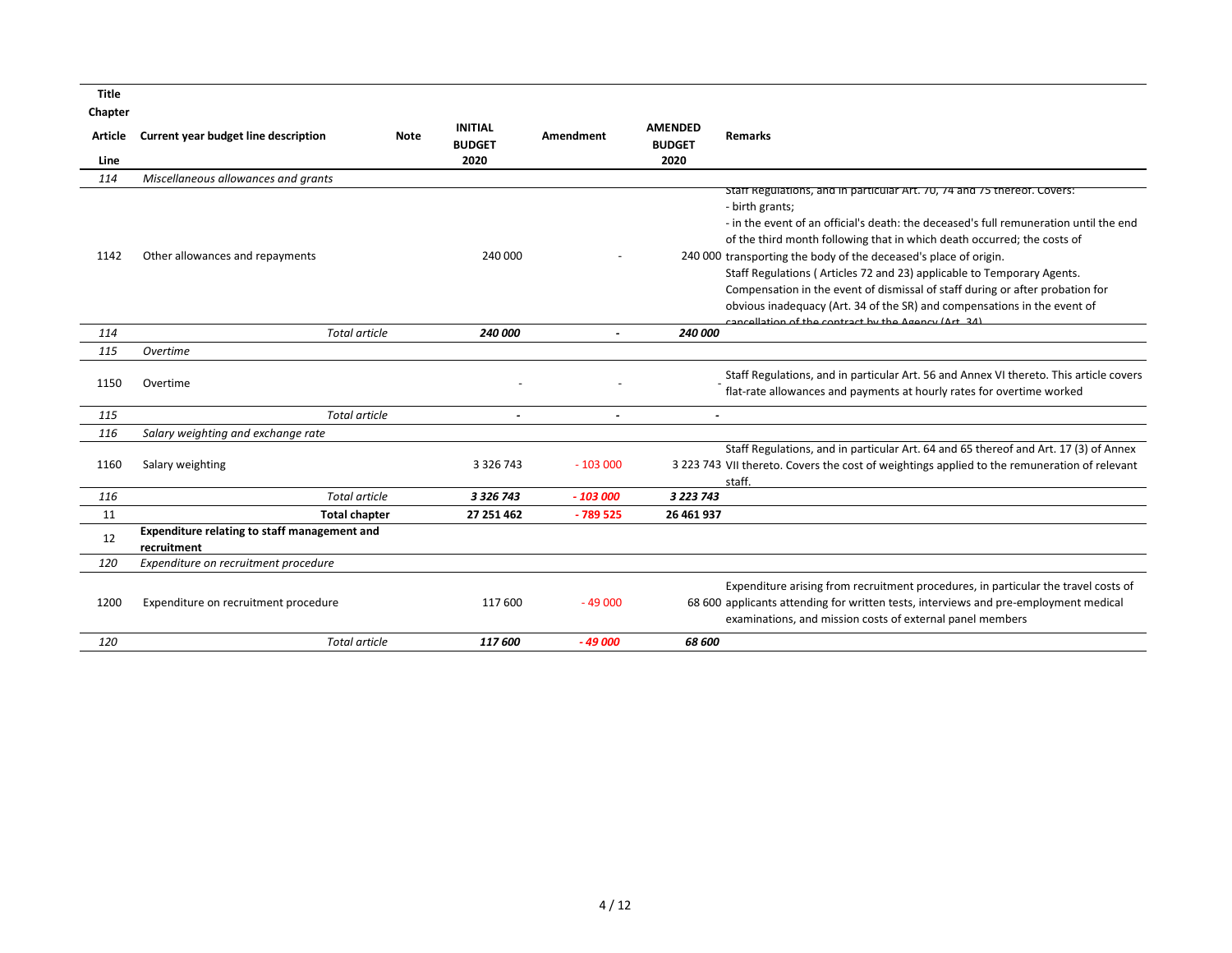| Title / Chapter / Article / Line | Current year budget line description | Note | INITIAL BUDGET 2020 | Amendment | AMENDED BUDGET 2020 | Remarks |
|---|---|---|---|---|---|---|
| *114* | *Miscellaneous allowances and grants* | | | | | |
| 1142 | Other allowances and repayments | | 240 000 | - | 240 000 | Staff Regulations, and in particular Art. 70, 74 and 75 thereof. Covers:<br>- birth grants;<br>- in the event of an official's death: the deceased's full remuneration until the end of the third month following that in which death occurred; the costs of transporting the body of the deceased's place of origin.<br>Staff Regulations ( Articles 72 and 23) applicable to Temporary Agents.<br>Compensation in the event of dismissal of staff during or after probation for obvious inadequacy (Art. 34 of the SR) and compensations in the event of cancellation of the contract by the Agency (Art. 34) |
| *114* | *Total article* | | ***240 000*** | ***-*** | ***240 000*** | |
| *115* | *Overtime* | | | | | |
| 1150 | Overtime | | - | - | - | Staff Regulations, and in particular Art. 56 and Annex VI thereto. This article covers flat-rate allowances and payments at hourly rates for overtime worked |
| *115* | *Total article* | | ***-*** | ***-*** | ***-*** | |
| *116* | *Salary weighting and exchange rate* | | | | | |
| 1160 | Salary weighting | | 3 326 743 | - 103 000 | 3 223 743 | Staff Regulations, and in particular Art. 64 and 65 thereof and Art. 17 (3) of Annex VII thereto. Covers the cost of weightings applied to the remuneration of relevant staff. |
| *116* | *Total article* | | ***3 326 743*** | ***- 103 000*** | ***3 223 743*** | |
| 11 | **Total chapter** | | **27 251 462** | **- 789 525** | **26 461 937** | |
| 12 | **Expenditure relating to staff management and recruitment** | | | | | |
| *120* | *Expenditure on recruitment procedure* | | | | | |
| 1200 | Expenditure on recruitment procedure | | 117 600 | - 49 000 | 68 600 | Expenditure arising from recruitment procedures, in particular the travel costs of applicants attending for written tests, interviews and pre-employment medical examinations, and mission costs of external panel members |
| *120* | *Total article* | | ***117 600*** | ***- 49 000*** | ***68 600*** | |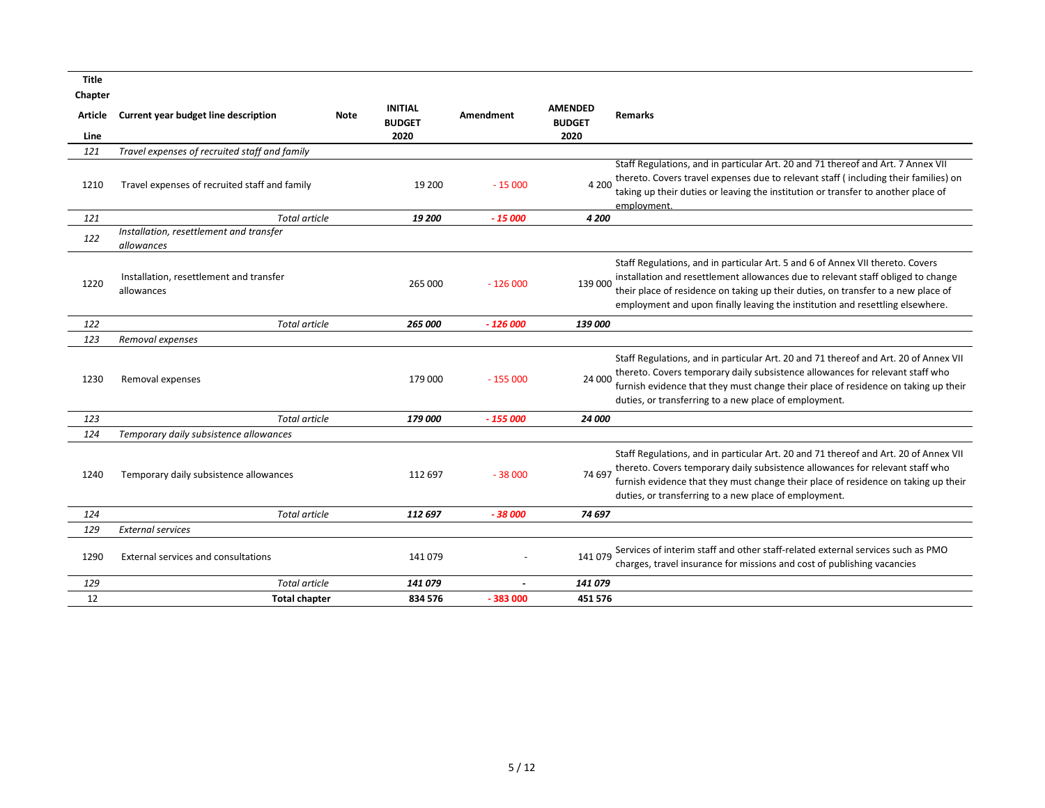| Title<br>Chapter<br>Article<br>Line | Current year budget line description | Note | INITIAL BUDGET 2020 | Amendment | AMENDED BUDGET 2020 | Remarks |
|---|---|---|---|---|---|---|
| *121* | *Travel expenses of recruited staff and family* | | | | | |
| 1210 | Travel expenses of recruited staff and family | | 19 200 | - 15 000 | 4 200 | Staff Regulations, and in particular Art. 20 and 71 thereof and Art. 7 Annex VII thereto. Covers travel expenses due to relevant staff ( including their families) on taking up their duties or leaving the institution or transfer to another place of employment. |
| *121* | *Total article* | | ***19 200*** | ***- 15 000*** | ***4 200*** | |
| *122* | *Installation, resettlement and transfer allowances* | | | | | |
| 1220 | Installation, resettlement and transfer allowances | | 265 000 | - 126 000 | 139 000 | Staff Regulations, and in particular Art. 5 and 6 of Annex VII thereto. Covers installation and resettlement allowances due to relevant staff obliged to change their place of residence on taking up their duties, on transfer to a new place of employment and upon finally leaving the institution and resettling elsewhere. |
| *122* | *Total article* | | ***265 000*** | ***- 126 000*** | ***139 000*** | |
| *123* | *Removal expenses* | | | | | |
| 1230 | Removal expenses | | 179 000 | - 155 000 | 24 000 | Staff Regulations, and in particular Art. 20 and 71 thereof and Art. 20 of Annex VII thereto. Covers temporary daily subsistence allowances for relevant staff who furnish evidence that they must change their place of residence on taking up their duties, or transferring to a new place of employment. |
| *123* | *Total article* | | ***179 000*** | ***- 155 000*** | ***24 000*** | |
| *124* | *Temporary daily subsistence allowances* | | | | | |
| 1240 | Temporary daily subsistence allowances | | 112 697 | - 38 000 | 74 697 | Staff Regulations, and in particular Art. 20 and 71 thereof and Art. 20 of Annex VII thereto. Covers temporary daily subsistence allowances for relevant staff who furnish evidence that they must change their place of residence on taking up their duties, or transferring to a new place of employment. |
| *124* | *Total article* | | ***112 697*** | ***- 38 000*** | ***74 697*** | |
| *129* | *External services* | | | | | |
| 1290 | External services and consultations | | 141 079 | - | 141 079 | Services of interim staff and other staff-related external services such as PMO charges, travel insurance for missions and cost of publishing vacancies |
| *129* | *Total article* | | ***141 079*** | ***-*** | ***141 079*** | |
| 12 | **Total chapter** | | **834 576** | **- 383 000** | **451 576** | |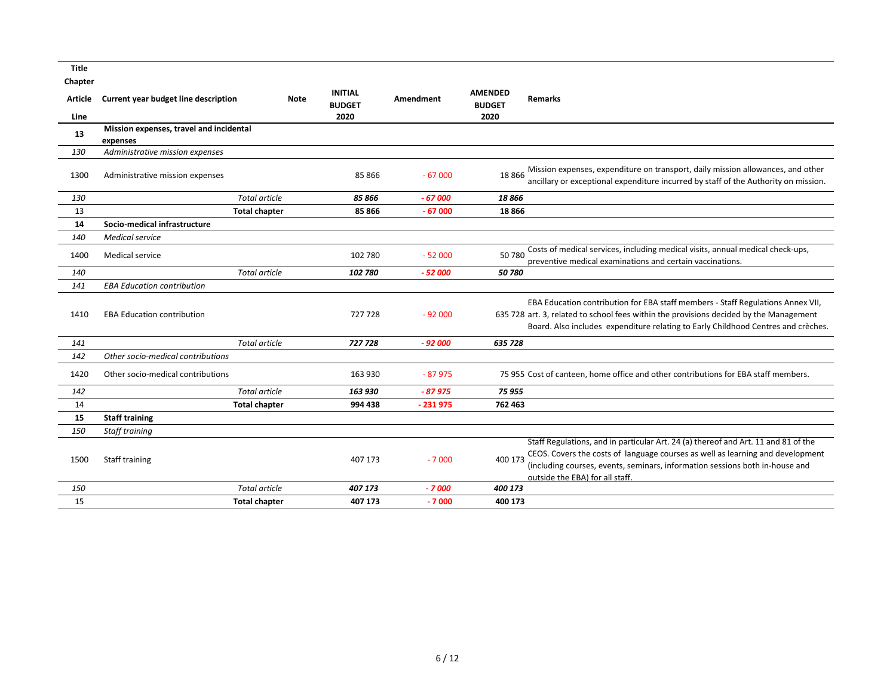| Title<br>Chapter<br>Article<br>Line | Current year budget line description | Note | INITIAL BUDGET 2020 | Amendment | AMENDED BUDGET 2020 | Remarks |
|---|---|---|---|---|---|---|
| **13** | **Mission expenses, travel and incidental expenses** | | | | | |
| *130* | *Administrative mission expenses* | | | | | |
| 1300 | Administrative mission expenses | | 85 866 | - 67 000 | 18 866 | Mission expenses, expenditure on transport, daily mission allowances, and other ancillary or exceptional expenditure incurred by staff of the Authority on mission. |
| *130* | *Total article* | | ***85 866*** | ***- 67 000*** | ***18 866*** | |
| 13 | **Total chapter** | | **85 866** | **- 67 000** | **18 866** | |
| **14** | **Socio-medical infrastructure** | | | | | |
| *140* | *Medical service* | | | | | |
| 1400 | Medical service | | 102 780 | - 52 000 | 50 780 | Costs of medical services, including medical visits, annual medical check-ups, preventive medical examinations and certain vaccinations. |
| *140* | *Total article* | | ***102 780*** | ***- 52 000*** | ***50 780*** | |
| *141* | *EBA Education contribution* | | | | | |
| 1410 | EBA Education contribution | | 727 728 | - 92 000 | 635 728 | EBA Education contribution for EBA staff members - Staff Regulations Annex VII, art. 3, related to school fees within the provisions decided by the Management Board. Also includes expenditure relating to Early Childhood Centres and crèches. |
| *141* | *Total article* | | ***727 728*** | ***- 92 000*** | ***635 728*** | |
| *142* | *Other socio-medical contributions* | | | | | |
| 1420 | Other socio-medical contributions | | 163 930 | - 87 975 | 75 955 | Cost of canteen, home office and other contributions for EBA staff members. |
| *142* | *Total article* | | ***163 930*** | ***- 87 975*** | ***75 955*** | |
| 14 | **Total chapter** | | **994 438** | **- 231 975** | **762 463** | |
| **15** | **Staff training** | | | | | |
| *150* | *Staff training* | | | | | |
| 1500 | Staff training | | 407 173 | - 7 000 | 400 173 | Staff Regulations, and in particular Art. 24 (a) thereof and Art. 11 and 81 of the CEOS. Covers the costs of language courses as well as learning and development (including courses, events, seminars, information sessions both in-house and outside the EBA) for all staff. |
| *150* | *Total article* | | ***407 173*** | ***- 7 000*** | ***400 173*** | |
| 15 | **Total chapter** | | **407 173** | **- 7 000** | **400 173** | |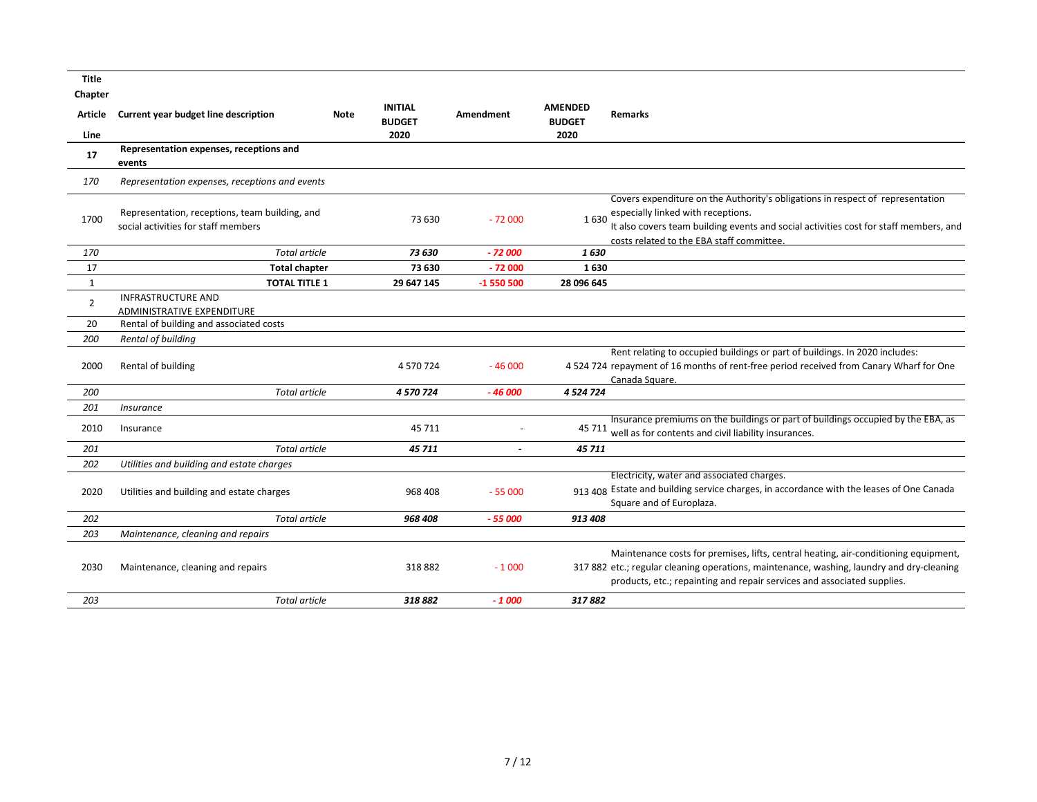| Title / Chapter / Article / Line | Current year budget line description | Note | INITIAL BUDGET 2020 | Amendment | AMENDED BUDGET 2020 | Remarks |
|---|---|---|---|---|---|---|
| **17** | **Representation expenses, receptions and events** | | | | | |
| *170* | *Representation expenses, receptions and events* | | | | | |
| 1700 | Representation, receptions, team building, and social activities for staff members | | 73 630 | - 72 000 | 1 630 | Covers expenditure on the Authority's obligations in respect of representation especially linked with receptions. It also covers team building events and social activities cost for staff members, and costs related to the EBA staff committee. |
| *170* | *Total article* | | ***73 630*** | ***- 72 000*** | ***1 630*** | |
| 17 | **Total chapter** | | **73 630** | **- 72 000** | **1 630** | |
| 1 | **TOTAL TITLE 1** | | **29 647 145** | **-1 550 500** | **28 096 645** | |
| 2 | INFRASTRUCTURE AND ADMINISTRATIVE EXPENDITURE | | | | | |
| 20 | Rental of building and associated costs | | | | | |
| *200* | *Rental of building* | | | | | |
| 2000 | Rental of building | | 4 570 724 | - 46 000 | 4 524 724 | Rent relating to occupied buildings or part of buildings. In 2020 includes: repayment of 16 months of rent-free period received from Canary Wharf for One Canada Square. |
| *200* | *Total article* | | ***4 570 724*** | ***- 46 000*** | ***4 524 724*** | |
| *201* | *Insurance* | | | | | |
| 2010 | Insurance | | 45 711 | - | 45 711 | Insurance premiums on the buildings or part of buildings occupied by the EBA, as well as for contents and civil liability insurances. |
| *201* | *Total article* | | ***45 711*** | ***-*** | ***45 711*** | |
| *202* | *Utilities and building and estate charges* | | | | | |
| 2020 | Utilities and building and estate charges | | 968 408 | - 55 000 | 913 408 | Electricity, water and associated charges. Estate and building service charges, in accordance with the leases of One Canada Square and of Europlaza. |
| *202* | *Total article* | | ***968 408*** | ***- 55 000*** | ***913 408*** | |
| *203* | *Maintenance, cleaning and repairs* | | | | | |
| 2030 | Maintenance, cleaning and repairs | | 318 882 | - 1 000 | 317 882 | Maintenance costs for premises, lifts, central heating, air-conditioning equipment, etc.; regular cleaning operations, maintenance, washing, laundry and dry-cleaning products, etc.; repainting and repair services and associated supplies. |
| *203* | *Total article* | | ***318 882*** | ***- 1 000*** | ***317 882*** | |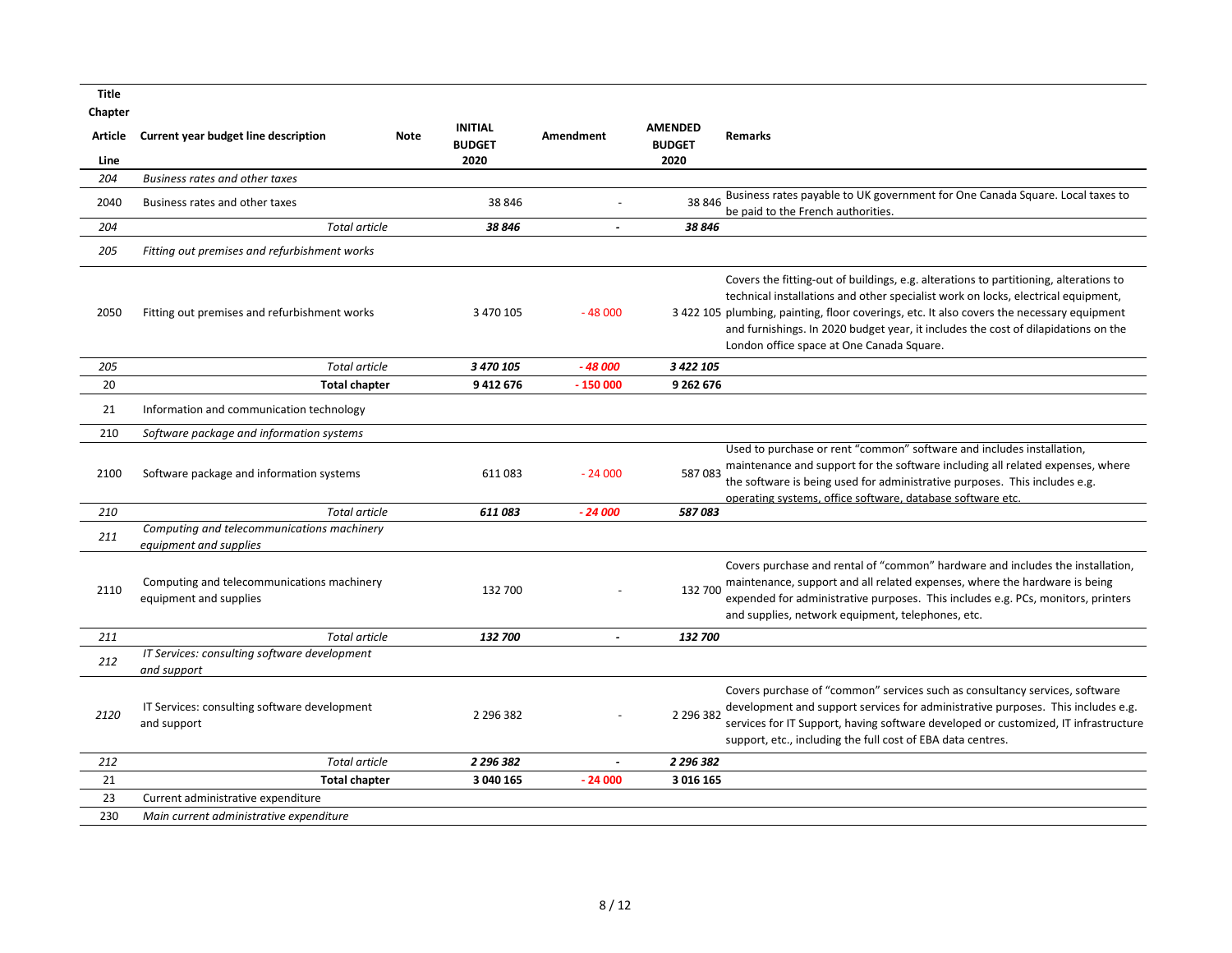| Title / Chapter / Article / Line | Current year budget line description | Note | INITIAL BUDGET 2020 | Amendment | AMENDED BUDGET 2020 | Remarks |
|---|---|---|---|---|---|---|
| *204* | *Business rates and other taxes* | | | | | |
| 2040 | Business rates and other taxes | | 38 846 | - | 38 846 | Business rates payable to UK government for One Canada Square. Local taxes to be paid to the French authorities. |
| *204* | *Total article* | | ***38 846*** | ***-*** | ***38 846*** | |
| *205* | *Fitting out premises and refurbishment works* | | | | | |
| 2050 | Fitting out premises and refurbishment works | | 3 470 105 | - 48 000 | 3 422 105 | Covers the fitting-out of buildings, e.g. alterations to partitioning, alterations to technical installations and other specialist work on locks, electrical equipment, plumbing, painting, floor coverings, etc. It also covers the necessary equipment and furnishings. In 2020 budget year, it includes the cost of dilapidations on the London office space at One Canada Square. |
| *205* | *Total article* | | ***3 470 105*** | ***- 48 000*** | ***3 422 105*** | |
| 20 | **Total chapter** | | **9 412 676** | **- 150 000** | **9 262 676** | |
| 21 | Information and communication technology | | | | | |
| 210 | *Software package and information systems* | | | | | |
| 2100 | Software package and information systems | | 611 083 | - 24 000 | 587 083 | Used to purchase or rent "common" software and includes installation, maintenance and support for the software including all related expenses, where the software is being used for administrative purposes. This includes e.g. operating systems, office software, database software etc. |
| *210* | *Total article* | | ***611 083*** | ***- 24 000*** | ***587 083*** | |
| *211* | *Computing and telecommunications machinery equipment and supplies* | | | | | |
| 2110 | Computing and telecommunications machinery equipment and supplies | | 132 700 | - | 132 700 | Covers purchase and rental of "common" hardware and includes the installation, maintenance, support and all related expenses, where the hardware is being expended for administrative purposes. This includes e.g. PCs, monitors, printers and supplies, network equipment, telephones, etc. |
| *211* | *Total article* | | ***132 700*** | ***-*** | ***132 700*** | |
| *212* | *IT Services: consulting software development and support* | | | | | |
| *2120* | IT Services: consulting software development and support | | 2 296 382 | - | 2 296 382 | Covers purchase of "common" services such as consultancy services, software development and support services for administrative purposes. This includes e.g. services for IT Support, having software developed or customized, IT infrastructure support, etc., including the full cost of EBA data centres. |
| *212* | *Total article* | | ***2 296 382*** | ***-*** | ***2 296 382*** | |
| 21 | **Total chapter** | | **3 040 165** | **- 24 000** | **3 016 165** | |
| 23 | Current administrative expenditure | | | | | |
| 230 | *Main current administrative expenditure* | | | | | |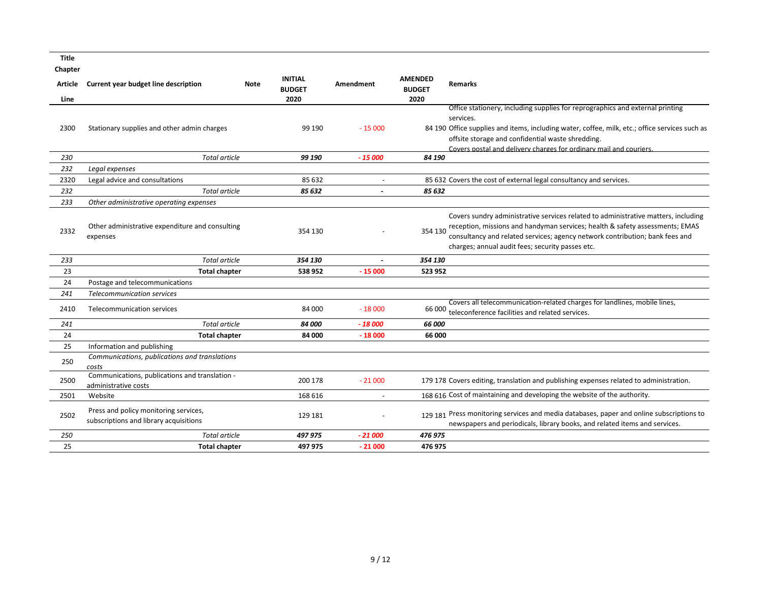| Title<br>Chapter<br>Article<br>Line | Current year budget line description | Note | INITIAL BUDGET 2020 | Amendment | AMENDED BUDGET 2020 | Remarks |
|---|---|---|---|---|---|---|
| 2300 | Stationary supplies and other admin charges | | 99 190 | - 15 000 | 84 190 | Office stationery, including supplies for reprographics and external printing services. Office supplies and items, including water, coffee, milk, etc.; office services such as offsite storage and confidential waste shredding. Covers postal and delivery charges for ordinary mail and couriers. |
| *230* | *Total article* | | ***99 190*** | ***- 15 000*** | ***84 190*** | |
| *232* | *Legal expenses* | | | | | |
| 2320 | Legal advice and consultations | | 85 632 | - | 85 632 | Covers the cost of external legal consultancy and services. |
| *232* | *Total article* | | ***85 632*** | ***-*** | ***85 632*** | |
| *233* | *Other administrative operating expenses* | | | | | |
| 2332 | Other administrative expenditure and consulting expenses | | 354 130 | - | 354 130 | Covers sundry administrative services related to administrative matters, including reception, missions and handyman services; health & safety assessments; EMAS consultancy and related services; agency network contribution; bank fees and charges; annual audit fees; security passes etc. |
| *233* | *Total article* | | ***354 130*** | ***-*** | ***354 130*** | |
| 23 | **Total chapter** | | **538 952** | **- 15 000** | **523 952** | |
| 24 | Postage and telecommunications | | | | | |
| *241* | *Telecommunication services* | | | | | |
| 2410 | Telecommunication services | | 84 000 | - 18 000 | 66 000 | Covers all telecommunication-related charges for landlines, mobile lines, teleconference facilities and related services. |
| *241* | *Total article* | | ***84 000*** | ***- 18 000*** | ***66 000*** | |
| 24 | **Total chapter** | | **84 000** | **- 18 000** | **66 000** | |
| 25 | Information and publishing | | | | | |
| 250 | *Communications, publications and translations costs* | | | | | |
| 2500 | Communications, publications and translation - administrative costs | | 200 178 | - 21 000 | 179 178 | Covers editing, translation and publishing expenses related to administration. |
| 2501 | Website | | 168 616 | - | 168 616 | Cost of maintaining and developing the website of the authority. |
| 2502 | Press and policy monitoring services, subscriptions and library acquisitions | | 129 181 | - | 129 181 | Press monitoring services and media databases, paper and online subscriptions to newspapers and periodicals, library books, and related items and services. |
| *250* | *Total article* | | ***497 975*** | ***- 21 000*** | ***476 975*** | |
| 25 | **Total chapter** | | **497 975** | **- 21 000** | **476 975** | |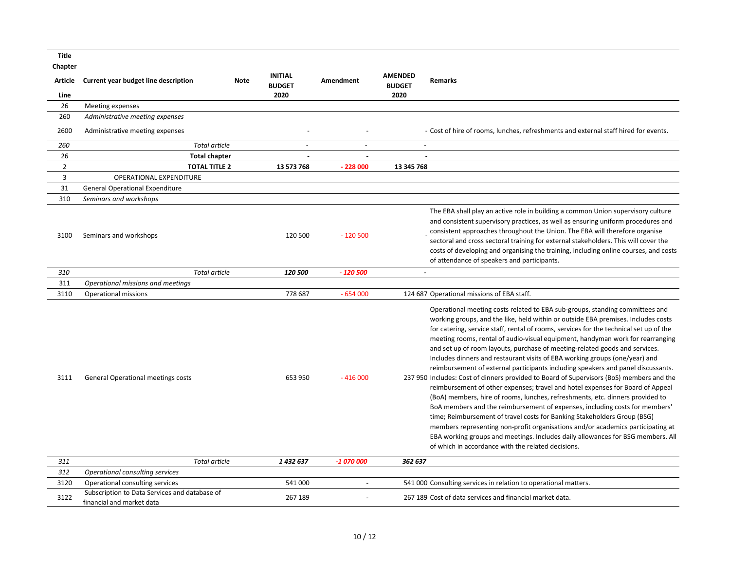| Title<br>Chapter<br>Article<br>Line | Current year budget line description | Note | INITIAL BUDGET 2020 | Amendment | AMENDED BUDGET 2020 | Remarks |
|---|---|---|---|---|---|---|
| 26 | Meeting expenses | | | | | |
| 260 | *Administrative meeting expenses* | | | | | |
| 2600 | Administrative meeting expenses | | - | - | - | Cost of hire of rooms, lunches, refreshments and external staff hired for events. |
| *260* | *Total article* | | **-** | **-** | **-** | |
| 26 | **Total chapter** | | **-** | **-** | **-** | |
| 2 | **TOTAL TITLE 2** | | **13 573 768** | **- 228 000** | **13 345 768** | |
| 3 | OPERATIONAL EXPENDITURE | | | | | |
| 31 | General Operational Expenditure | | | | | |
| 310 | *Seminars and workshops* | | | | | |
| 3100 | Seminars and workshops | | 120 500 | - 120 500 | - | The EBA shall play an active role in building a common Union supervisory culture and consistent supervisory practices, as well as ensuring uniform procedures and consistent approaches throughout the Union. The EBA will therefore organise sectoral and cross sectoral training for external stakeholders. This will cover the costs of developing and organising the training, including online courses, and costs of attendance of speakers and participants. |
| *310* | *Total article* | | ***120 500*** | ***- 120 500*** | **-** | |
| 311 | *Operational missions and meetings* | | | | | |
| 3110 | Operational missions | | 778 687 | - 654 000 | 124 687 | Operational missions of EBA staff. |
| 3111 | General Operational meetings costs | | 653 950 | - 416 000 | 237 950 | Operational meeting costs related to EBA sub-groups, standing committees and working groups, and the like, held within or outside EBA premises. Includes costs for catering, service staff, rental of rooms, services for the technical set up of the meeting rooms, rental of audio-visual equipment, handyman work for rearranging and set up of room layouts, purchase of meeting-related goods and services. Includes dinners and restaurant visits of EBA working groups (one/year) and reimbursement of external participants including speakers and panel discussants. Includes: Cost of dinners provided to Board of Supervisors (BoS) members and the reimbursement of other expenses; travel and hotel expenses for Board of Appeal (BoA) members, hire of rooms, lunches, refreshments, etc. dinners provided to BoA members and the reimbursement of expenses, including costs for members' time; Reimbursement of travel costs for Banking Stakeholders Group (BSG) members representing non-profit organisations and/or academics participating at EBA working groups and meetings. Includes daily allowances for BSG members. All of which in accordance with the related decisions. |
| *311* | *Total article* | | ***1 432 637*** | ***-1 070 000*** | ***362 637*** | |
| *312* | *Operational consulting services* | | | | | |
| 3120 | Operational consulting services | | 541 000 | - | 541 000 | Consulting services in relation to operational matters. |
| 3122 | Subscription to Data Services and database of financial and market data | | 267 189 | - | 267 189 | Cost of data services and financial market data. |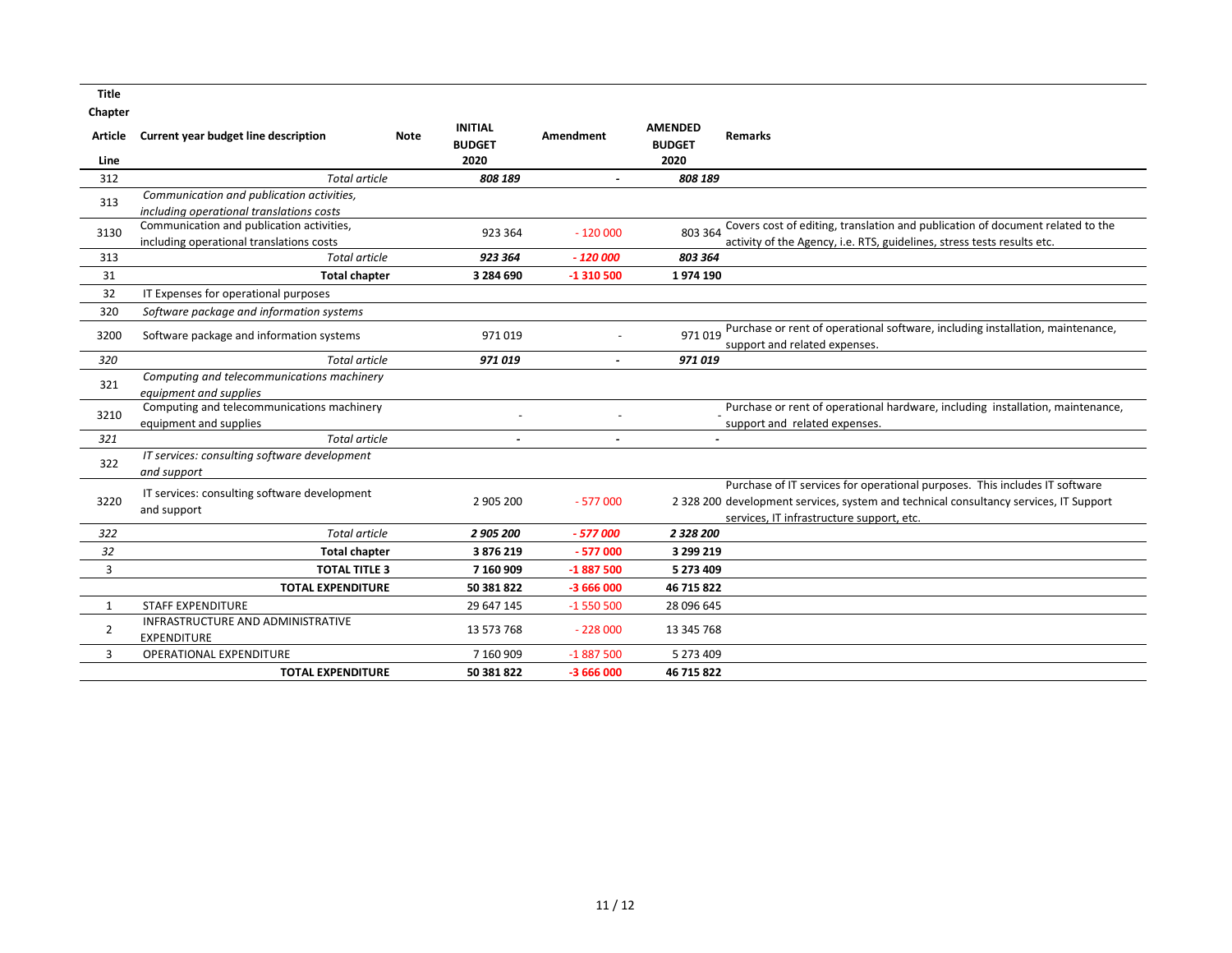| Title<br>Chapter<br>Article<br>Line | Current year budget line description | Note | INITIAL BUDGET 2020 | Amendment | AMENDED BUDGET 2020 | Remarks |
|---|---|---|---|---|---|---|
| 312 | *Total article* | | ***808 189*** | **-** | ***808 189*** | |
| 313 | *Communication and publication activities, including operational translations costs* | | | | | |
| 3130 | Communication and publication activities, including operational translations costs | | 923 364 | - 120 000 | 803 364 | Covers cost of editing, translation and publication of document related to the activity of the Agency, i.e. RTS, guidelines, stress tests results etc. |
| 313 | *Total article* | | ***923 364*** | ***- 120 000*** | ***803 364*** | |
| 31 | **Total chapter** | | **3 284 690** | **-1 310 500** | **1 974 190** | |
| 32 | IT Expenses for operational purposes | | | | | |
| 320 | *Software package and information systems* | | | | | |
| 3200 | Software package and information systems | | 971 019 | - | 971 019 | Purchase or rent of operational software, including installation, maintenance, support and related expenses. |
| *320* | *Total article* | | ***971 019*** | **-** | ***971 019*** | |
| 321 | *Computing and telecommunications machinery equipment and supplies* | | | | | |
| 3210 | Computing and telecommunications machinery equipment and supplies | | - | - | - | Purchase or rent of operational hardware, including installation, maintenance, support and related expenses. |
| *321* | *Total article* | | **-** | **-** | **-** | |
| 322 | *IT services: consulting software development and support* | | | | | |
| 3220 | IT services: consulting software development and support | | 2 905 200 | - 577 000 | 2 328 200 | Purchase of IT services for operational purposes. This includes IT software development services, system and technical consultancy services, IT Support services, IT infrastructure support, etc. |
| *322* | *Total article* | | ***2 905 200*** | ***- 577 000*** | ***2 328 200*** | |
| *32* | **Total chapter** | | **3 876 219** | **- 577 000** | **3 299 219** | |
| 3 | **TOTAL TITLE 3** | | **7 160 909** | **-1 887 500** | **5 273 409** | |
| | **TOTAL EXPENDITURE** | | **50 381 822** | **-3 666 000** | **46 715 822** | |
| 1 | STAFF EXPENDITURE | | 29 647 145 | -1 550 500 | 28 096 645 | |
| 2 | INFRASTRUCTURE AND ADMINISTRATIVE EXPENDITURE | | 13 573 768 | - 228 000 | 13 345 768 | |
| 3 | OPERATIONAL EXPENDITURE | | 7 160 909 | -1 887 500 | 5 273 409 | |
| | **TOTAL EXPENDITURE** | | **50 381 822** | **-3 666 000** | **46 715 822** | |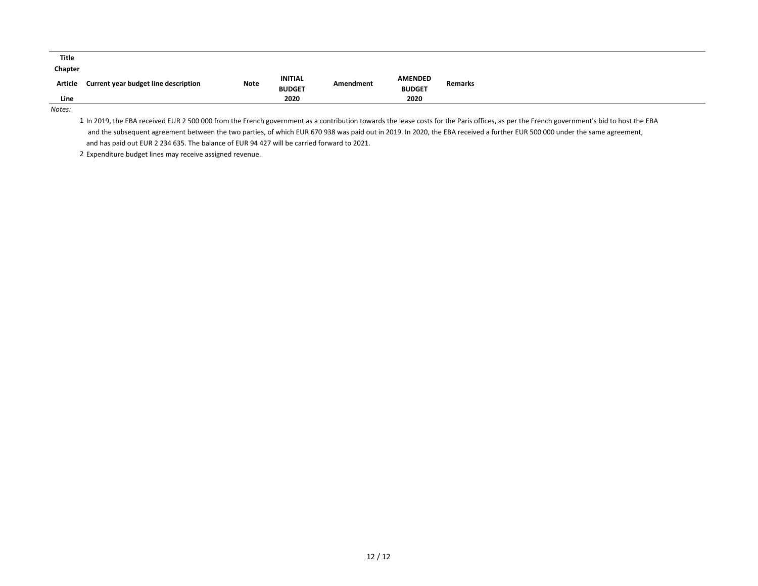| Title<br>Chapter<br>Article<br>Line | Current year budget line description | Note | INITIAL BUDGET 2020 | Amendment | AMENDED BUDGET 2020 | Remarks |
|---|---|---|---|---|---|---|

*Notes:*

1 In 2019, the EBA received EUR 2 500 000 from the French government as a contribution towards the lease costs for the Paris offices, as per the French government's bid to host the EBA and the subsequent agreement between the two parties, of which EUR 670 938 was paid out in 2019. In 2020, the EBA received a further EUR 500 000 under the same agreement, and has paid out EUR 2 234 635. The balance of EUR 94 427 will be carried forward to 2021.

2 Expenditure budget lines may receive assigned revenue.